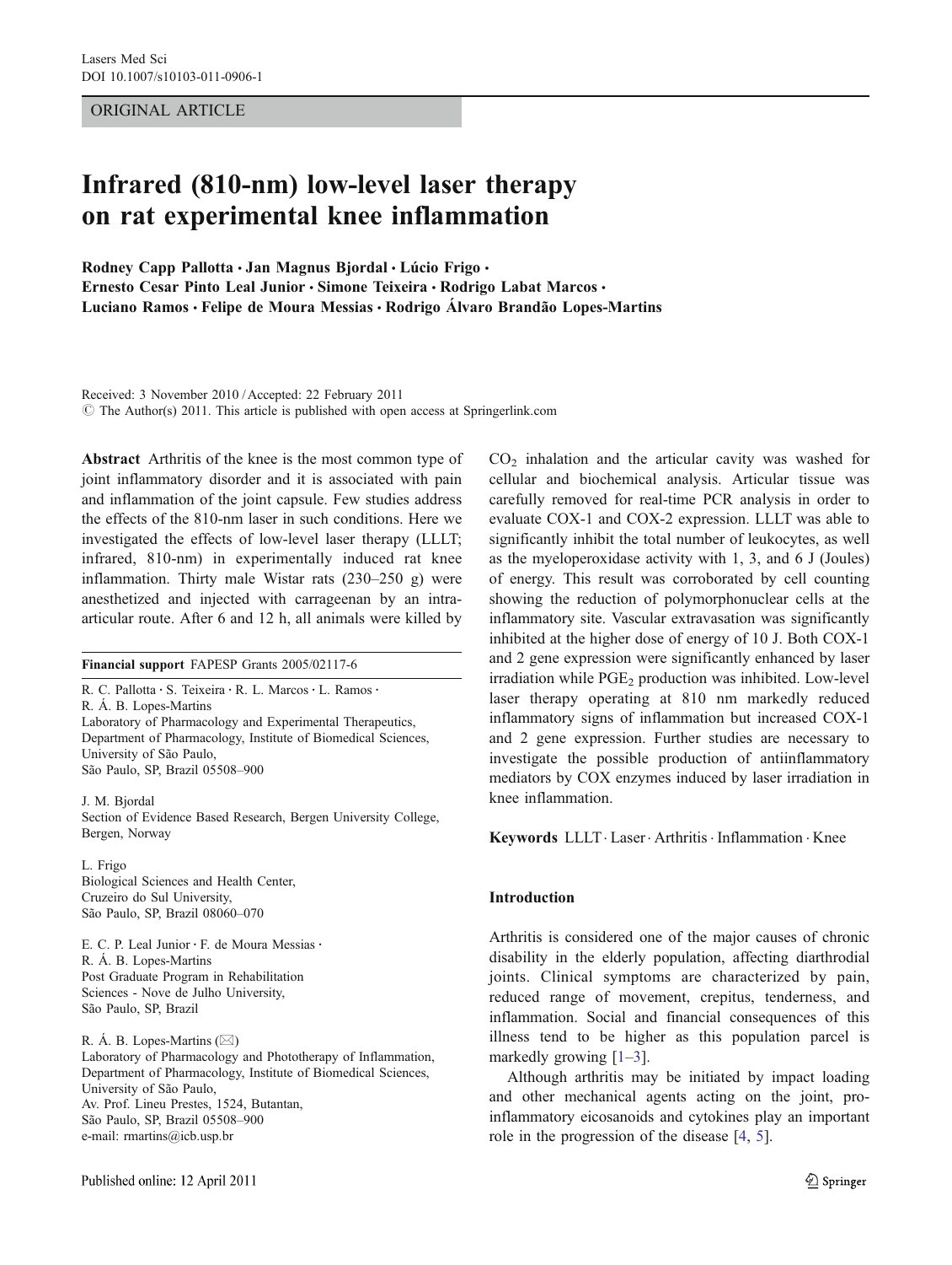Lasers Med Sci
DOI 10.1007/s10103-011-0906-1

ORIGINAL ARTICLE

# Infrared (810-nm) low-level laser therapy on rat experimental knee inflammation

**Rodney Capp Pallotta · Jan Magnus Bjordal · Lúcio Frigo · Ernesto Cesar Pinto Leal Junior · Simone Teixeira · Rodrigo Labat Marcos · Luciano Ramos · Felipe de Moura Messias · Rodrigo Álvaro Brandão Lopes-Martins**

Received: 3 November 2010 / Accepted: 22 February 2011
© The Author(s) 2011. This article is published with open access at Springerlink.com

**Abstract** Arthritis of the knee is the most common type of joint inflammatory disorder and it is associated with pain and inflammation of the joint capsule. Few studies address the effects of the 810-nm laser in such conditions. Here we investigated the effects of low-level laser therapy (LLLT; infrared, 810-nm) in experimentally induced rat knee inflammation. Thirty male Wistar rats (230–250 g) were anesthetized and injected with carrageenan by an intra-articular route. After 6 and 12 h, all animals were killed by $CO_2$ inhalation and the articular cavity was washed for cellular and biochemical analysis. Articular tissue was carefully removed for real-time PCR analysis in order to evaluate COX-1 and COX-2 expression. LLLT was able to significantly inhibit the total number of leukocytes, as well as the myeloperoxidase activity with 1, 3, and 6 J (Joules) of energy. This result was corroborated by cell counting showing the reduction of polymorphonuclear cells at the inflammatory site. Vascular extravasation was significantly inhibited at the higher dose of energy of 10 J. Both COX-1 and 2 gene expression were significantly enhanced by laser irradiation while $PGE_2$ production was inhibited. Low-level laser therapy operating at 810 nm markedly reduced inflammatory signs of inflammation but increased COX-1 and 2 gene expression. Further studies are necessary to investigate the possible production of antiinflammatory mediators by COX enzymes induced by laser irradiation in knee inflammation.

**Keywords** LLLT · Laser · Arthritis · Inflammation · Knee

**Financial support** FAPESP Grants 2005/02117-6

R. C. Pallotta · S. Teixeira · R. L. Marcos · L. Ramos · R. Á. B. Lopes-Martins
Laboratory of Pharmacology and Experimental Therapeutics, Department of Pharmacology, Institute of Biomedical Sciences, University of São Paulo, São Paulo, SP, Brazil 05508–900

J. M. Bjordal
Section of Evidence Based Research, Bergen University College, Bergen, Norway

L. Frigo
Biological Sciences and Health Center, Cruzeiro do Sul University, São Paulo, SP, Brazil 08060–070

E. C. P. Leal Junior · F. de Moura Messias · R. Á. B. Lopes-Martins
Post Graduate Program in Rehabilitation Sciences - Nove de Julho University, São Paulo, SP, Brazil

R. Á. B. Lopes-Martins (✉)
Laboratory of Pharmacology and Phototherapy of Inflammation, Department of Pharmacology, Institute of Biomedical Sciences, University of São Paulo, Av. Prof. Lineu Prestes, 1524, Butantan, São Paulo, SP, Brazil 05508–900
e-mail: rmartins@icb.usp.br

## Introduction

Arthritis is considered one of the major causes of chronic disability in the elderly population, affecting diarthrodial joints. Clinical symptoms are characterized by pain, reduced range of movement, crepitus, tenderness, and inflammation. Social and financial consequences of this illness tend to be higher as this population parcel is markedly growing [1–3].

Although arthritis may be initiated by impact loading and other mechanical agents acting on the joint, pro-inflammatory eicosanoids and cytokines play an important role in the progression of the disease [4, 5].

Published online: 12 April 2011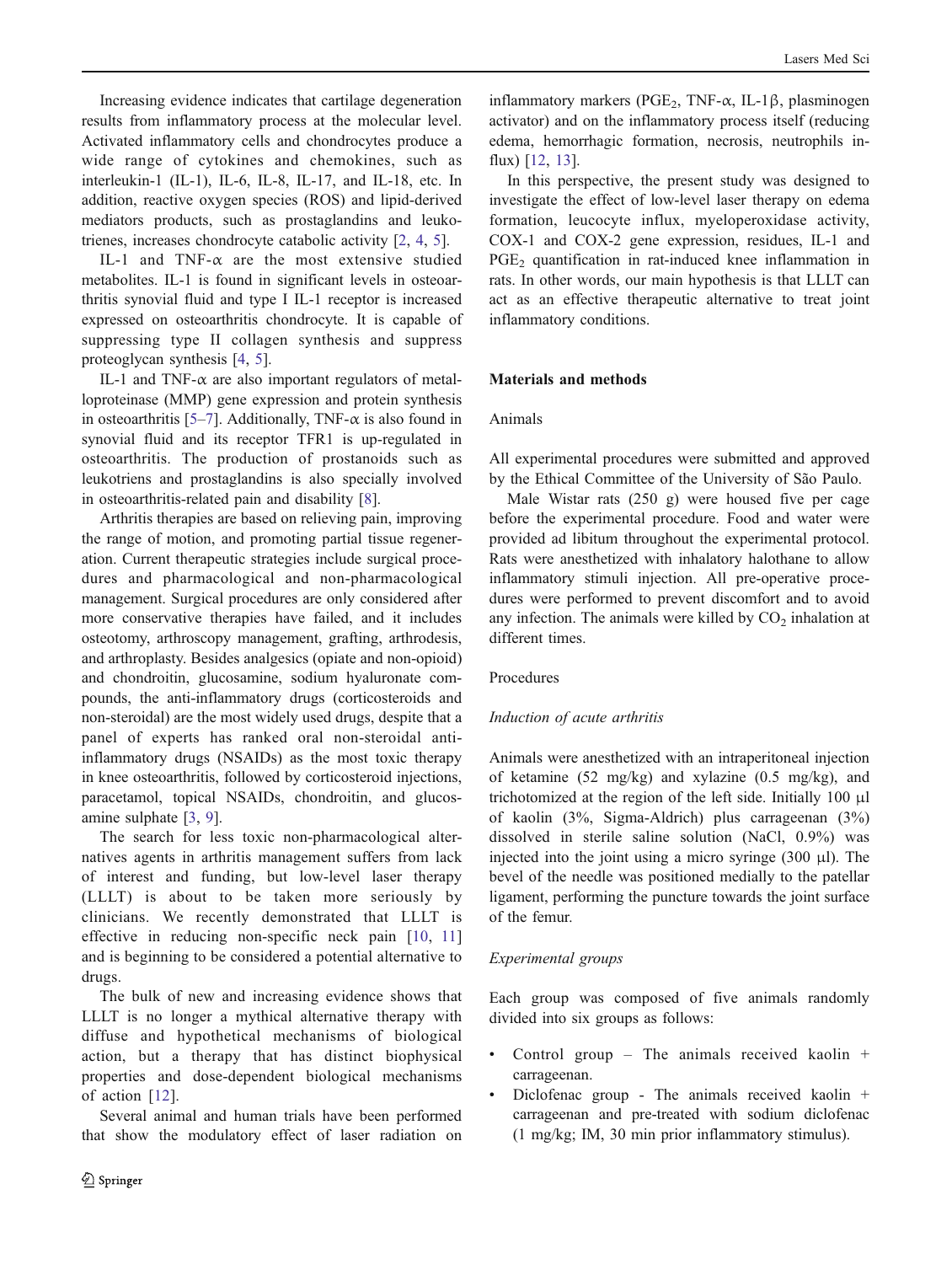Increasing evidence indicates that cartilage degeneration results from inflammatory process at the molecular level. Activated inflammatory cells and chondrocytes produce a wide range of cytokines and chemokines, such as interleukin-1 (IL-1), IL-6, IL-8, IL-17, and IL-18, etc. In addition, reactive oxygen species (ROS) and lipid-derived mediators products, such as prostaglandins and leukotrienes, increases chondrocyte catabolic activity [2, 4, 5].

IL-1 and TNF-α are the most extensive studied metabolites. IL-1 is found in significant levels in osteoarthritis synovial fluid and type I IL-1 receptor is increased expressed on osteoarthritis chondrocyte. It is capable of suppressing type II collagen synthesis and suppress proteoglycan synthesis [4, 5].

IL-1 and TNF-α are also important regulators of metalloproteinase (MMP) gene expression and protein synthesis in osteoarthritis [5–7]. Additionally, TNF-α is also found in synovial fluid and its receptor TFR1 is up-regulated in osteoarthritis. The production of prostanoids such as leukotriens and prostaglandins is also specially involved in osteoarthritis-related pain and disability [8].

Arthritis therapies are based on relieving pain, improving the range of motion, and promoting partial tissue regeneration. Current therapeutic strategies include surgical procedures and pharmacological and non-pharmacological management. Surgical procedures are only considered after more conservative therapies have failed, and it includes osteotomy, arthroscopy management, grafting, arthrodesis, and arthroplasty. Besides analgesics (opiate and non-opioid) and chondroitin, glucosamine, sodium hyaluronate compounds, the anti-inflammatory drugs (corticosteroids and non-steroidal) are the most widely used drugs, despite that a panel of experts has ranked oral non-steroidal anti-inflammatory drugs (NSAIDs) as the most toxic therapy in knee osteoarthritis, followed by corticosteroid injections, paracetamol, topical NSAIDs, chondroitin, and glucosamine sulphate [3, 9].

The search for less toxic non-pharmacological alternatives agents in arthritis management suffers from lack of interest and funding, but low-level laser therapy (LLLT) is about to be taken more seriously by clinicians. We recently demonstrated that LLLT is effective in reducing non-specific neck pain [10, 11] and is beginning to be considered a potential alternative to drugs.

The bulk of new and increasing evidence shows that LLLT is no longer a mythical alternative therapy with diffuse and hypothetical mechanisms of biological action, but a therapy that has distinct biophysical properties and dose-dependent biological mechanisms of action [12].

Several animal and human trials have been performed that show the modulatory effect of laser radiation on inflammatory markers ($PGE_2$, TNF-α, IL-1β, plasminogen activator) and on the inflammatory process itself (reducing edema, hemorrhagic formation, necrosis, neutrophils influx) [12, 13].

In this perspective, the present study was designed to investigate the effect of low-level laser therapy on edema formation, leucocyte influx, myeloperoxidase activity, COX-1 and COX-2 gene expression, residues, IL-1 and $PGE_2$ quantification in rat-induced knee inflammation in rats. In other words, our main hypothesis is that LLLT can act as an effective therapeutic alternative to treat joint inflammatory conditions.

## Materials and methods

### Animals

All experimental procedures were submitted and approved by the Ethical Committee of the University of São Paulo.

Male Wistar rats (250 g) were housed five per cage before the experimental procedure. Food and water were provided ad libitum throughout the experimental protocol. Rats were anesthetized with inhalatory halothane to allow inflammatory stimuli injection. All pre-operative procedures were performed to prevent discomfort and to avoid any infection. The animals were killed by $CO_2$ inhalation at different times.

### Procedures

#### *Induction of acute arthritis*

Animals were anesthetized with an intraperitoneal injection of ketamine (52 mg/kg) and xylazine (0.5 mg/kg), and trichotomized at the region of the left side. Initially 100 μl of kaolin (3%, Sigma-Aldrich) plus carrageenan (3%) dissolved in sterile saline solution (NaCl, 0.9%) was injected into the joint using a micro syringe (300 μl). The bevel of the needle was positioned medially to the patellar ligament, performing the puncture towards the joint surface of the femur.

#### *Experimental groups*

Each group was composed of five animals randomly divided into six groups as follows:

- Control group – The animals received kaolin + carrageenan.
- Diclofenac group - The animals received kaolin + carrageenan and pre-treated with sodium diclofenac (1 mg/kg; IM, 30 min prior inflammatory stimulus).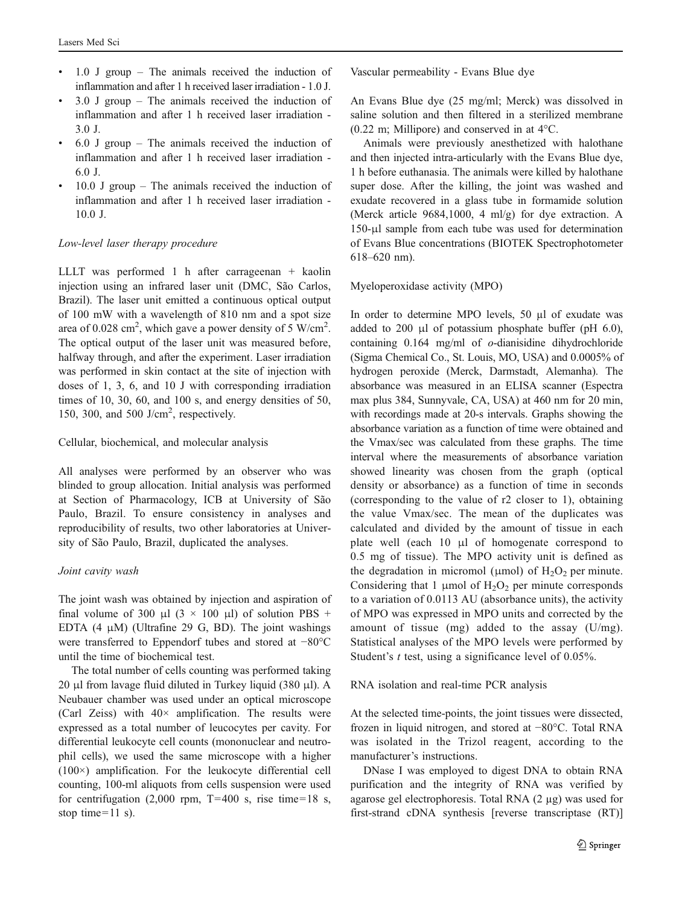- 1.0 J group – The animals received the induction of inflammation and after 1 h received laser irradiation - 1.0 J.
- 3.0 J group – The animals received the induction of inflammation and after 1 h received laser irradiation - 3.0 J.
- 6.0 J group – The animals received the induction of inflammation and after 1 h received laser irradiation - 6.0 J.
- 10.0 J group – The animals received the induction of inflammation and after 1 h received laser irradiation - 10.0 J.

*Low-level laser therapy procedure*

LLLT was performed 1 h after carrageenan + kaolin injection using an infrared laser unit (DMC, São Carlos, Brazil). The laser unit emitted a continuous optical output of 100 mW with a wavelength of 810 nm and a spot size area of 0.028 $cm^2$, which gave a power density of 5 $W/cm^2$. The optical output of the laser unit was measured before, halfway through, and after the experiment. Laser irradiation was performed in skin contact at the site of injection with doses of 1, 3, 6, and 10 J with corresponding irradiation times of 10, 30, 60, and 100 s, and energy densities of 50, 150, 300, and 500 $J/cm^2$, respectively.

Cellular, biochemical, and molecular analysis

All analyses were performed by an observer who was blinded to group allocation. Initial analysis was performed at Section of Pharmacology, ICB at University of São Paulo, Brazil. To ensure consistency in analyses and reproducibility of results, two other laboratories at University of São Paulo, Brazil, duplicated the analyses.

*Joint cavity wash*

The joint wash was obtained by injection and aspiration of final volume of 300 μl (3 × 100 μl) of solution PBS + EDTA (4 μM) (Ultrafine 29 G, BD). The joint washings were transferred to Eppendorf tubes and stored at −80°C until the time of biochemical test.

The total number of cells counting was performed taking 20 μl from lavage fluid diluted in Turkey liquid (380 μl). A Neubauer chamber was used under an optical microscope (Carl Zeiss) with 40× amplification. The results were expressed as a total number of leucocytes per cavity. For differential leukocyte cell counts (mononuclear and neutrophil cells), we used the same microscope with a higher (100×) amplification. For the leukocyte differential cell counting, 100-ml aliquots from cells suspension were used for centrifugation (2,000 rpm, T=400 s, rise time=18 s, stop time=11 s).

Vascular permeability - Evans Blue dye

An Evans Blue dye (25 mg/ml; Merck) was dissolved in saline solution and then filtered in a sterilized membrane (0.22 m; Millipore) and conserved in at 4°C.

Animals were previously anesthetized with halothane and then injected intra-articularly with the Evans Blue dye, 1 h before euthanasia. The animals were killed by halothane super dose. After the killing, the joint was washed and exudate recovered in a glass tube in formamide solution (Merck article 9684,1000, 4 ml/g) for dye extraction. A 150-μl sample from each tube was used for determination of Evans Blue concentrations (BIOTEK Spectrophotometer 618–620 nm).

Myeloperoxidase activity (MPO)

In order to determine MPO levels, 50 μl of exudate was added to 200 μl of potassium phosphate buffer (pH 6.0), containing 0.164 mg/ml of *o*-dianisidine dihydrochloride (Sigma Chemical Co., St. Louis, MO, USA) and 0.0005% of hydrogen peroxide (Merck, Darmstadt, Alemanha). The absorbance was measured in an ELISA scanner (Espectra max plus 384, Sunnyvale, CA, USA) at 460 nm for 20 min, with recordings made at 20-s intervals. Graphs showing the absorbance variation as a function of time were obtained and the Vmax/sec was calculated from these graphs. The time interval where the measurements of absorbance variation showed linearity was chosen from the graph (optical density or absorbance) as a function of time in seconds (corresponding to the value of r2 closer to 1), obtaining the value Vmax/sec. The mean of the duplicates was calculated and divided by the amount of tissue in each plate well (each 10 μl of homogenate correspond to 0.5 mg of tissue). The MPO activity unit is defined as the degradation in micromol (μmol) of $H_2O_2$ per minute. Considering that 1 μmol of $H_2O_2$ per minute corresponds to a variation of 0.0113 AU (absorbance units), the activity of MPO was expressed in MPO units and corrected by the amount of tissue (mg) added to the assay (U/mg). Statistical analyses of the MPO levels were performed by Student's *t* test, using a significance level of 0.05%.

RNA isolation and real-time PCR analysis

At the selected time-points, the joint tissues were dissected, frozen in liquid nitrogen, and stored at −80°C. Total RNA was isolated in the Trizol reagent, according to the manufacturer's instructions.

DNase I was employed to digest DNA to obtain RNA purification and the integrity of RNA was verified by agarose gel electrophoresis. Total RNA (2 μg) was used for first-strand cDNA synthesis [reverse transcriptase (RT)]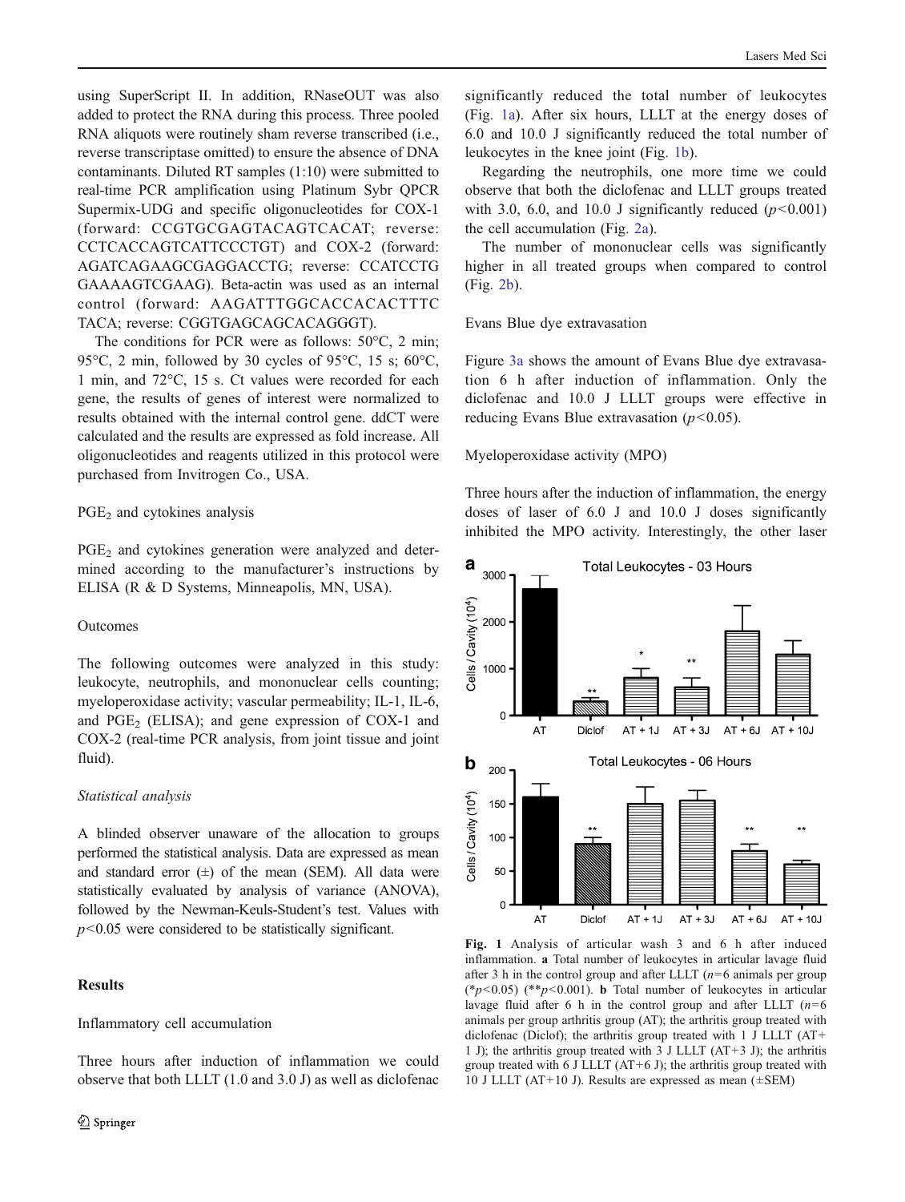using SuperScript II. In addition, RNaseOUT was also added to protect the RNA during this process. Three pooled RNA aliquots were routinely sham reverse transcribed (i.e., reverse transcriptase omitted) to ensure the absence of DNA contaminants. Diluted RT samples (1:10) were submitted to real-time PCR amplification using Platinum Sybr QPCR Supermix-UDG and specific oligonucleotides for COX-1 (forward: CCGTGCGAGTACAGTCACAT; reverse: CCTCACCAGTCATTCCCTGT) and COX-2 (forward: AGATCAGAAGCGAGGACCTG; reverse: CCATCCTG GAAAAGTCGAAG). Beta-actin was used as an internal control (forward: AAGATTTGGCACCACACTTTC TACA; reverse: CGGTGAGCAGCACAGGGT).

The conditions for PCR were as follows: 50°C, 2 min; 95°C, 2 min, followed by 30 cycles of 95°C, 15 s; 60°C, 1 min, and 72°C, 15 s. Ct values were recorded for each gene, the results of genes of interest were normalized to results obtained with the internal control gene. ddCT were calculated and the results are expressed as fold increase. All oligonucleotides and reagents utilized in this protocol were purchased from Invitrogen Co., USA.

## $PGE_2$ and cytokines analysis

$PGE_2$ and cytokines generation were analyzed and determined according to the manufacturer's instructions by ELISA (R & D Systems, Minneapolis, MN, USA).

## Outcomes

The following outcomes were analyzed in this study: leukocyte, neutrophils, and mononuclear cells counting; myeloperoxidase activity; vascular permeability; IL-1, IL-6, and $PGE_2$ (ELISA); and gene expression of COX-1 and COX-2 (real-time PCR analysis, from joint tissue and joint fluid).

### *Statistical analysis*

A blinded observer unaware of the allocation to groups performed the statistical analysis. Data are expressed as mean and standard error (±) of the mean (SEM). All data were statistically evaluated by analysis of variance (ANOVA), followed by the Newman-Keuls-Student's test. Values with $p<0.05$ were considered to be statistically significant.

# Results

## Inflammatory cell accumulation

Three hours after induction of inflammation we could observe that both LLLT (1.0 and 3.0 J) as well as diclofenac significantly reduced the total number of leukocytes (Fig. 1a). After six hours, LLLT at the energy doses of 6.0 and 10.0 J significantly reduced the total number of leukocytes in the knee joint (Fig. 1b).

Regarding the neutrophils, one more time we could observe that both the diclofenac and LLLT groups treated with 3.0, 6.0, and 10.0 J significantly reduced ($p<0.001$) the cell accumulation (Fig. 2a).

The number of mononuclear cells was significantly higher in all treated groups when compared to control (Fig. 2b).

## Evans Blue dye extravasation

Figure 3a shows the amount of Evans Blue dye extravasation 6 h after induction of inflammation. Only the diclofenac and 10.0 J LLLT groups were effective in reducing Evans Blue extravasation ($p<0.05$).

## Myeloperoxidase activity (MPO)

Three hours after the induction of inflammation, the energy doses of laser of 6.0 J and 10.0 J doses significantly inhibited the MPO activity. Interestingly, the other laser

**Fig. 1** Analysis of articular wash 3 and 6 h after induced inflammation. **a** Total number of leukocytes in articular lavage fluid after 3 h in the control group and after LLLT ($n=6$ animals per group (*$p<0.05$) (**$p<0.001$). **b** Total number of leukocytes in articular lavage fluid after 6 h in the control group and after LLLT ($n=6$ animals per group arthritis group (AT); the arthritis group treated with diclofenac (Diclof); the arthritis group treated with 1 J LLLT (AT+1 J); the arthritis group treated with 3 J LLLT (AT+3 J); the arthritis group treated with 6 J LLLT (AT+6 J); the arthritis group treated with 10 J LLLT (AT+10 J). Results are expressed as mean (±SEM)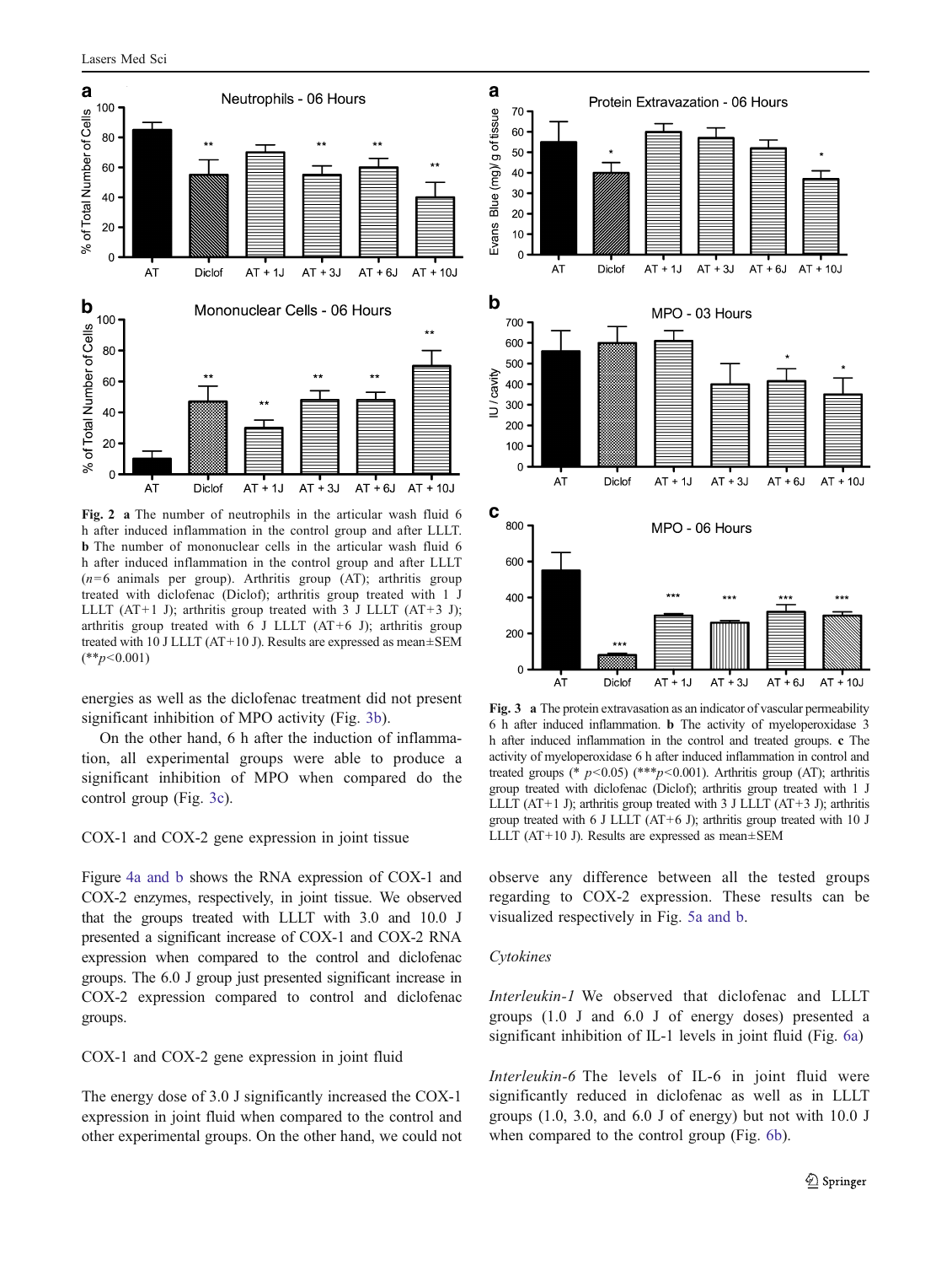Fig. 2 **a** The number of neutrophils in the articular wash fluid 6 h after induced inflammation in the control group and after LLLT. **b** The number of mononuclear cells in the articular wash fluid 6 h after induced inflammation in the control group and after LLLT ($n=6$ animals per group). Arthritis group (AT); arthritis group treated with diclofenac (Diclof); arthritis group treated with 1 J LLLT (AT+1 J); arthritis group treated with 3 J LLLT (AT+3 J); arthritis group treated with 6 J LLLT (AT+6 J); arthritis group treated with 10 J LLLT (AT+10 J). Results are expressed as mean±SEM (**$p<0.001$)

Fig. 3 **a** The protein extravasation as an indicator of vascular permeability 6 h after induced inflammation. **b** The activity of myeloperoxidase 3 h after induced inflammation in the control and treated groups. **c** The activity of myeloperoxidase 6 h after induced inflammation in control and treated groups (* $p<0.05$) (***$p<0.001$). Arthritis group (AT); arthritis group treated with diclofenac (Diclof); arthritis group treated with 1 J LLLT (AT+1 J); arthritis group treated with 3 J LLLT (AT+3 J); arthritis group treated with 6 J LLLT (AT+6 J); arthritis group treated with 10 J LLLT (AT+10 J). Results are expressed as mean±SEM

energies as well as the diclofenac treatment did not present significant inhibition of MPO activity (Fig. 3b).

On the other hand, 6 h after the induction of inflammation, all experimental groups were able to produce a significant inhibition of MPO when compared do the control group (Fig. 3c).

COX-1 and COX-2 gene expression in joint tissue

Figure 4a and b shows the RNA expression of COX-1 and COX-2 enzymes, respectively, in joint tissue. We observed that the groups treated with LLLT with 3.0 and 10.0 J presented a significant increase of COX-1 and COX-2 RNA expression when compared to the control and diclofenac groups. The 6.0 J group just presented significant increase in COX-2 expression compared to control and diclofenac groups.

COX-1 and COX-2 gene expression in joint fluid

The energy dose of 3.0 J significantly increased the COX-1 expression in joint fluid when compared to the control and other experimental groups. On the other hand, we could not observe any difference between all the tested groups regarding to COX-2 expression. These results can be visualized respectively in Fig. 5a and b.

*Cytokines*

*Interleukin-1* We observed that diclofenac and LLLT groups (1.0 J and 6.0 J of energy doses) presented a significant inhibition of IL-1 levels in joint fluid (Fig. 6a)

*Interleukin-6* The levels of IL-6 in joint fluid were significantly reduced in diclofenac as well as in LLLT groups (1.0, 3.0, and 6.0 J of energy) but not with 10.0 J when compared to the control group (Fig. 6b).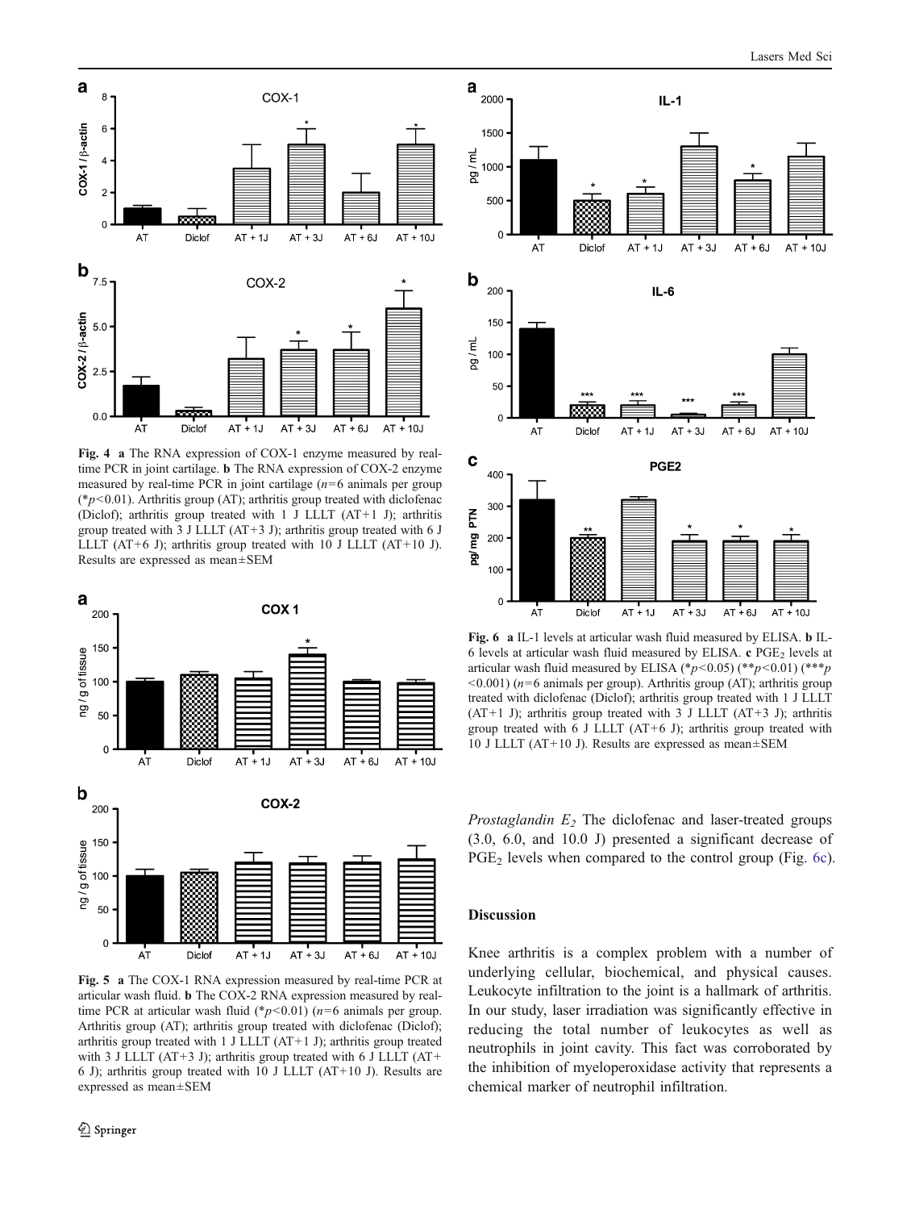**Fig. 4** **a** The RNA expression of COX-1 enzyme measured by real-time PCR in joint cartilage. **b** The RNA expression of COX-2 enzyme measured by real-time PCR in joint cartilage ($n=6$ animals per group) (*$p<0.01$). Arthritis group (AT); arthritis group treated with diclofenac (Diclof); arthritis group treated with 1 J LLLT (AT+1 J); arthritis group treated with 3 J LLLT (AT+3 J); arthritis group treated with 6 J LLLT (AT+6 J); arthritis group treated with 10 J LLLT (AT+10 J). Results are expressed as mean±SEM

**Fig. 5** **a** The COX-1 RNA expression measured by real-time PCR at articular wash fluid. **b** The COX-2 RNA expression measured by real-time PCR at articular wash fluid (*$p<0.01$) ($n=6$ animals per group. Arthritis group (AT); arthritis group treated with diclofenac (Diclof); arthritis group treated with 1 J LLLT (AT+1 J); arthritis group treated with 3 J LLLT (AT+3 J); arthritis group treated with 6 J LLLT (AT+6 J); arthritis group treated with 10 J LLLT (AT+10 J). Results are expressed as mean±SEM

**Fig. 6** **a** IL-1 levels at articular wash fluid measured by ELISA. **b** IL-6 levels at articular wash fluid measured by ELISA. **c** $PGE_2$ levels at articular wash fluid measured by ELISA (*$p<0.05$) (**$p<0.01$) (***$p<0.001$) ($n=6$ animals per group). Arthritis group (AT); arthritis group treated with diclofenac (Diclof); arthritis group treated with 1 J LLLT (AT+1 J); arthritis group treated with 3 J LLLT (AT+3 J); arthritis group treated with 6 J LLLT (AT+6 J); arthritis group treated with 10 J LLLT (AT+10 J). Results are expressed as mean±SEM

*Prostaglandin $E_2$* The diclofenac and laser-treated groups (3.0, 6.0, and 10.0 J) presented a significant decrease of $PGE_2$ levels when compared to the control group (Fig. 6c).

## Discussion

Knee arthritis is a complex problem with a number of underlying cellular, biochemical, and physical causes. Leukocyte infiltration to the joint is a hallmark of arthritis. In our study, laser irradiation was significantly effective in reducing the total number of leukocytes as well as neutrophils in joint cavity. This fact was corroborated by the inhibition of myeloperoxidase activity that represents a chemical marker of neutrophil infiltration.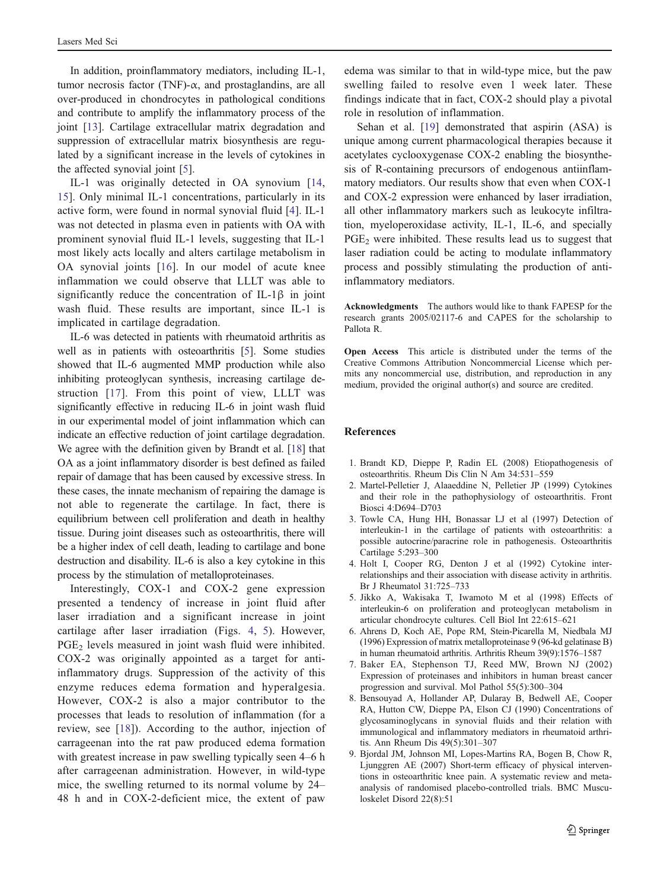In addition, proinflammatory mediators, including IL-1, tumor necrosis factor (TNF)-α, and prostaglandins, are all over-produced in chondrocytes in pathological conditions and contribute to amplify the inflammatory process of the joint [13]. Cartilage extracellular matrix degradation and suppression of extracellular matrix biosynthesis are regulated by a significant increase in the levels of cytokines in the affected synovial joint [5].

IL-1 was originally detected in OA synovium [14, 15]. Only minimal IL-1 concentrations, particularly in its active form, were found in normal synovial fluid [4]. IL-1 was not detected in plasma even in patients with OA with prominent synovial fluid IL-1 levels, suggesting that IL-1 most likely acts locally and alters cartilage metabolism in OA synovial joints [16]. In our model of acute knee inflammation we could observe that LLLT was able to significantly reduce the concentration of IL-1β in joint wash fluid. These results are important, since IL-1 is implicated in cartilage degradation.

IL-6 was detected in patients with rheumatoid arthritis as well as in patients with osteoarthritis [5]. Some studies showed that IL-6 augmented MMP production while also inhibiting proteoglycan synthesis, increasing cartilage destruction [17]. From this point of view, LLLT was significantly effective in reducing IL-6 in joint wash fluid in our experimental model of joint inflammation which can indicate an effective reduction of joint cartilage degradation. We agree with the definition given by Brandt et al. [18] that OA as a joint inflammatory disorder is best defined as failed repair of damage that has been caused by excessive stress. In these cases, the innate mechanism of repairing the damage is not able to regenerate the cartilage. In fact, there is equilibrium between cell proliferation and death in healthy tissue. During joint diseases such as osteoarthritis, there will be a higher index of cell death, leading to cartilage and bone destruction and disability. IL-6 is also a key cytokine in this process by the stimulation of metalloproteinases.

Interestingly, COX-1 and COX-2 gene expression presented a tendency of increase in joint fluid after laser irradiation and a significant increase in joint cartilage after laser irradiation (Figs. 4, 5). However, $PGE_2$ levels measured in joint wash fluid were inhibited. COX-2 was originally appointed as a target for anti-inflammatory drugs. Suppression of the activity of this enzyme reduces edema formation and hyperalgesia. However, COX-2 is also a major contributor to the processes that leads to resolution of inflammation (for a review, see [18]). According to the author, injection of carrageenan into the rat paw produced edema formation with greatest increase in paw swelling typically seen 4–6 h after carrageenan administration. However, in wild-type mice, the swelling returned to its normal volume by 24–48 h and in COX-2-deficient mice, the extent of paw edema was similar to that in wild-type mice, but the paw swelling failed to resolve even 1 week later. These findings indicate that in fact, COX-2 should play a pivotal role in resolution of inflammation.

Sehan et al. [19] demonstrated that aspirin (ASA) is unique among current pharmacological therapies because it acetylates cyclooxygenase COX-2 enabling the biosynthesis of R-containing precursors of endogenous antiinflammatory mediators. Our results show that even when COX-1 and COX-2 expression were enhanced by laser irradiation, all other inflammatory markers such as leukocyte infiltration, myeloperoxidase activity, IL-1, IL-6, and specially $PGE_2$ were inhibited. These results lead us to suggest that laser radiation could be acting to modulate inflammatory process and possibly stimulating the production of anti-inflammatory mediators.

**Acknowledgments** The authors would like to thank FAPESP for the research grants 2005/02117-6 and CAPES for the scholarship to Pallota R.

**Open Access** This article is distributed under the terms of the Creative Commons Attribution Noncommercial License which permits any noncommercial use, distribution, and reproduction in any medium, provided the original author(s) and source are credited.

## References

1. Brandt KD, Dieppe P, Radin EL (2008) Etiopathogenesis of osteoarthritis. Rheum Dis Clin N Am 34:531–559
2. Martel-Pelletier J, Alaaeddine N, Pelletier JP (1999) Cytokines and their role in the pathophysiology of osteoarthritis. Front Biosci 4:D694–D703
3. Towle CA, Hung HH, Bonassar LJ et al (1997) Detection of interleukin-1 in the cartilage of patients with osteoarthritis: a possible autocrine/paracrine role in pathogenesis. Osteoarthritis Cartilage 5:293–300
4. Holt I, Cooper RG, Denton J et al (1992) Cytokine interrelationships and their association with disease activity in arthritis. Br J Rheumatol 31:725–733
5. Jikko A, Wakisaka T, Iwamoto M et al (1998) Effects of interleukin-6 on proliferation and proteoglycan metabolism in articular chondrocyte cultures. Cell Biol Int 22:615–621
6. Ahrens D, Koch AE, Pope RM, Stein-Picarella M, Niedbala MJ (1996) Expression of matrix metalloproteinase 9 (96-kd gelatinase B) in human rheumatoid arthritis. Arthritis Rheum 39(9):1576–1587
7. Baker EA, Stephenson TJ, Reed MW, Brown NJ (2002) Expression of proteinases and inhibitors in human breast cancer progression and survival. Mol Pathol 55(5):300–304
8. Bensouyad A, Hollander AP, Dularay B, Bedwell AE, Cooper RA, Hutton CW, Dieppe PA, Elson CJ (1990) Concentrations of glycosaminoglycans in synovial fluids and their relation with immunological and inflammatory mediators in rheumatoid arthritis. Ann Rheum Dis 49(5):301–307
9. Bjordal JM, Johnson MI, Lopes-Martins RA, Bogen B, Chow R, Ljunggren AE (2007) Short-term efficacy of physical interventions in osteoarthritic knee pain. A systematic review and meta-analysis of randomised placebo-controlled trials. BMC Musculoskelet Disord 22(8):51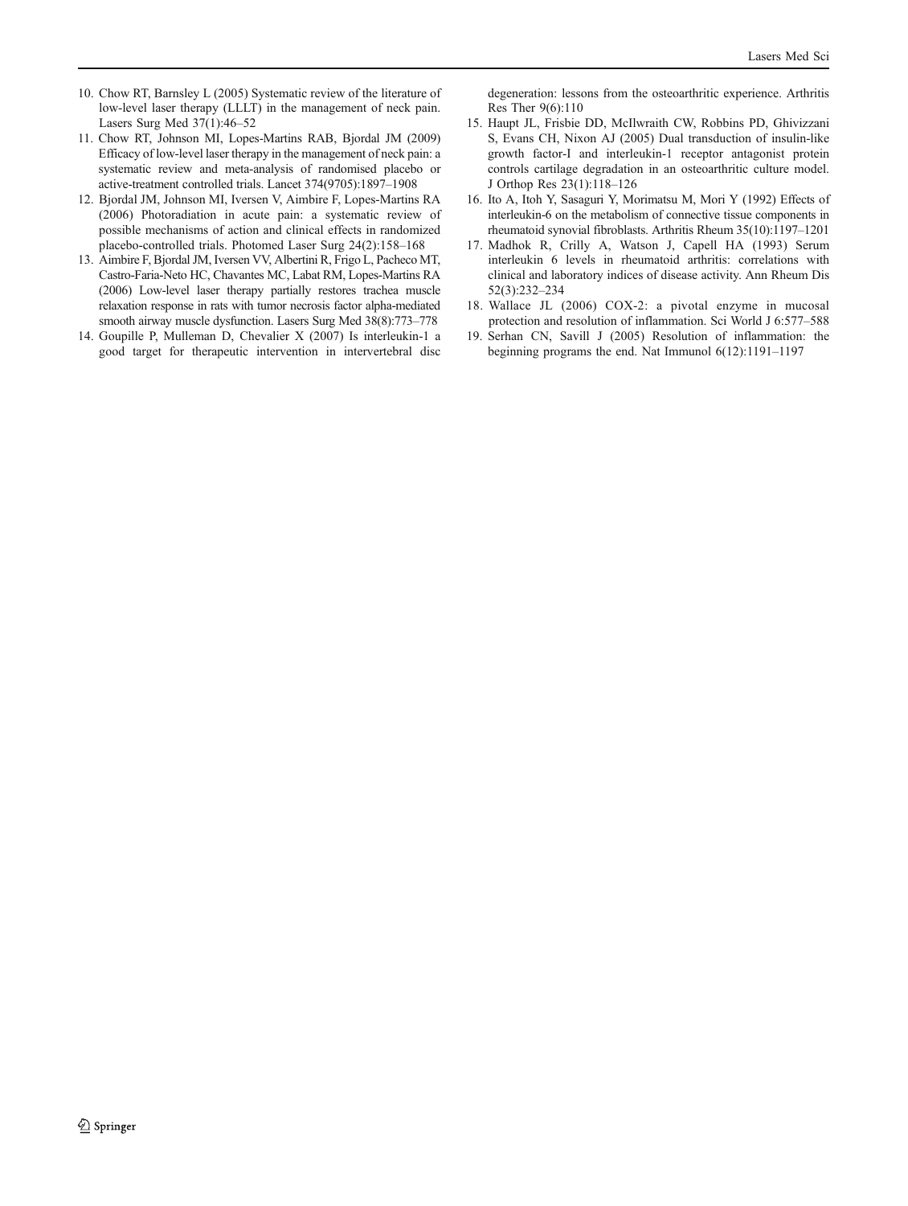10. Chow RT, Barnsley L (2005) Systematic review of the literature of low-level laser therapy (LLLT) in the management of neck pain. Lasers Surg Med 37(1):46–52
11. Chow RT, Johnson MI, Lopes-Martins RAB, Bjordal JM (2009) Efficacy of low-level laser therapy in the management of neck pain: a systematic review and meta-analysis of randomised placebo or active-treatment controlled trials. Lancet 374(9705):1897–1908
12. Bjordal JM, Johnson MI, Iversen V, Aimbire F, Lopes-Martins RA (2006) Photoradiation in acute pain: a systematic review of possible mechanisms of action and clinical effects in randomized placebo-controlled trials. Photomed Laser Surg 24(2):158–168
13. Aimbire F, Bjordal JM, Iversen VV, Albertini R, Frigo L, Pacheco MT, Castro-Faria-Neto HC, Chavantes MC, Labat RM, Lopes-Martins RA (2006) Low-level laser therapy partially restores trachea muscle relaxation response in rats with tumor necrosis factor alpha-mediated smooth airway muscle dysfunction. Lasers Surg Med 38(8):773–778
14. Goupille P, Mulleman D, Chevalier X (2007) Is interleukin-1 a good target for therapeutic intervention in intervertebral disc degeneration: lessons from the osteoarthritic experience. Arthritis Res Ther 9(6):110
15. Haupt JL, Frisbie DD, McIlwraith CW, Robbins PD, Ghivizzani S, Evans CH, Nixon AJ (2005) Dual transduction of insulin-like growth factor-I and interleukin-1 receptor antagonist protein controls cartilage degradation in an osteoarthritic culture model. J Orthop Res 23(1):118–126
16. Ito A, Itoh Y, Sasaguri Y, Morimatsu M, Mori Y (1992) Effects of interleukin-6 on the metabolism of connective tissue components in rheumatoid synovial fibroblasts. Arthritis Rheum 35(10):1197–1201
17. Madhok R, Crilly A, Watson J, Capell HA (1993) Serum interleukin 6 levels in rheumatoid arthritis: correlations with clinical and laboratory indices of disease activity. Ann Rheum Dis 52(3):232–234
18. Wallace JL (2006) COX-2: a pivotal enzyme in mucosal protection and resolution of inflammation. Sci World J 6:577–588
19. Serhan CN, Savill J (2005) Resolution of inflammation: the beginning programs the end. Nat Immunol 6(12):1191–1197